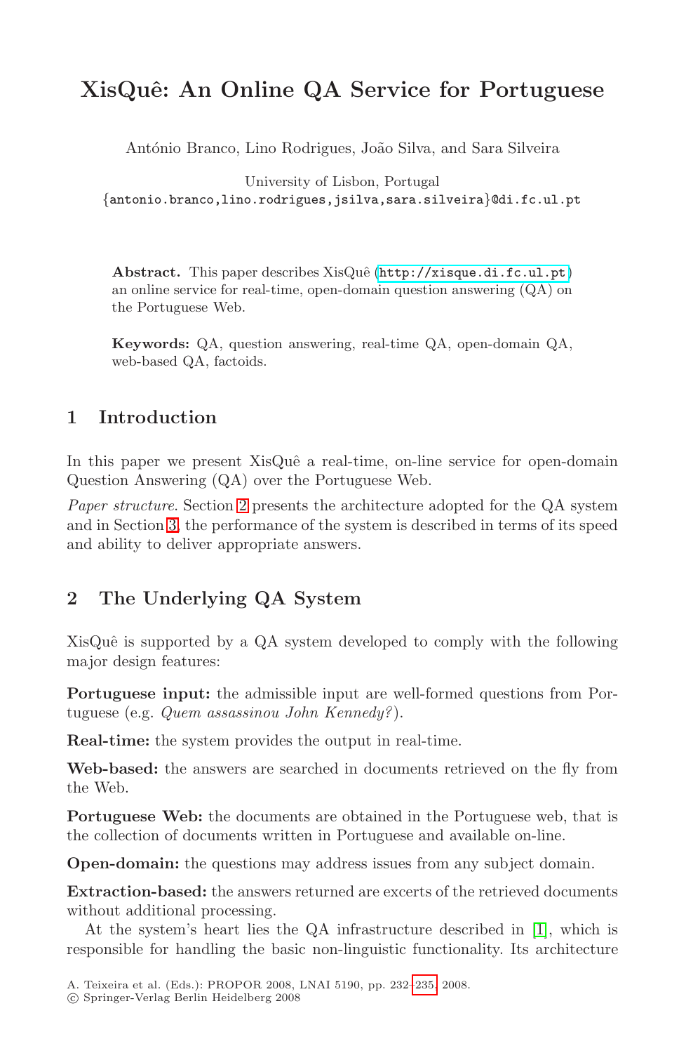# XisQuê: An Online QA Service for Portuguese

António Branco, Lino Rodrigues, João Silva, and Sara Silveira

University of Lisbon, Portugal
{antonio.branco,lino.rodrigues,jsilva,sara.silveira}@di.fc.ul.pt

**Abstract.** This paper describes XisQuê (http://xisque.di.fc.ul.pt) an online service for real-time, open-domain question answering (QA) on the Portuguese Web.

**Keywords:** QA, question answering, real-time QA, open-domain QA, web-based QA, factoids.

## 1 Introduction

In this paper we present XisQuê a real-time, on-line service for open-domain Question Answering (QA) over the Portuguese Web.

*Paper structure.* Section 2 presents the architecture adopted for the QA system and in Section 3, the performance of the system is described in terms of its speed and ability to deliver appropriate answers.

## 2 The Underlying QA System

XisQuê is supported by a QA system developed to comply with the following major design features:

**Portuguese input:** the admissible input are well-formed questions from Portuguese (e.g. *Quem assassinou John Kennedy?*).

**Real-time:** the system provides the output in real-time.

**Web-based:** the answers are searched in documents retrieved on the fly from the Web.

**Portuguese Web:** the documents are obtained in the Portuguese web, that is the collection of documents written in Portuguese and available on-line.

**Open-domain:** the questions may address issues from any subject domain.

**Extraction-based:** the answers returned are excerts of the retrieved documents without additional processing.

At the system's heart lies the QA infrastructure described in [1], which is responsible for handling the basic non-linguistic functionality. Its architecture

A. Teixeira et al. (Eds.): PROPOR 2008, LNAI 5190, pp. 232–235, 2008.
© Springer-Verlag Berlin Heidelberg 2008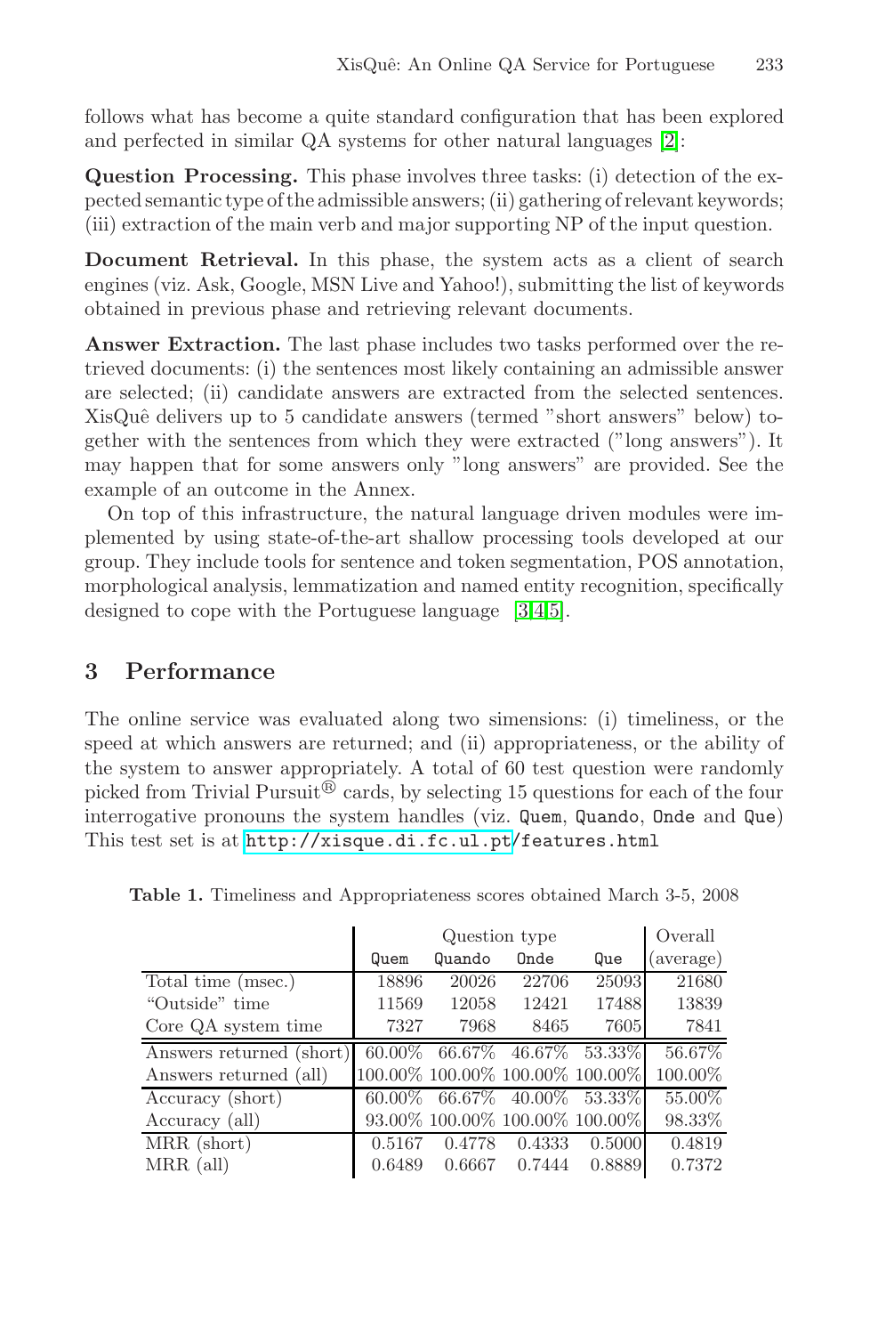follows what has become a quite standard configuration that has been explored and perfected in similar QA systems for other natural languages [2]:

**Question Processing.** This phase involves three tasks: (i) detection of the expected semantic type of the admissible answers; (ii) gathering of relevant keywords; (iii) extraction of the main verb and major supporting NP of the input question.

**Document Retrieval.** In this phase, the system acts as a client of search engines (viz. Ask, Google, MSN Live and Yahoo!), submitting the list of keywords obtained in previous phase and retrieving relevant documents.

**Answer Extraction.** The last phase includes two tasks performed over the retrieved documents: (i) the sentences most likely containing an admissible answer are selected; (ii) candidate answers are extracted from the selected sentences. XisQuê delivers up to 5 candidate answers (termed "short answers" below) together with the sentences from which they were extracted ("long answers"). It may happen that for some answers only "long answers" are provided. See the example of an outcome in the Annex.

On top of this infrastructure, the natural language driven modules were implemented by using state-of-the-art shallow processing tools developed at our group. They include tools for sentence and token segmentation, POS annotation, morphological analysis, lemmatization and named entity recognition, specifically designed to cope with the Portuguese language [3,4,5].

## 3 Performance

The online service was evaluated along two simensions: (i) timeliness, or the speed at which answers are returned; and (ii) appropriateness, or the ability of the system to answer appropriately. A total of 60 test question were randomly picked from Trivial Pursuit® cards, by selecting 15 questions for each of the four interrogative pronouns the system handles (viz. `Quem`, `Quando`, `Onde` and `Que`) This test set is at http://xisque.di.fc.ul.pt/features.html

**Table 1.** Timeliness and Appropriateness scores obtained March 3-5, 2008

| | Question type | | | | Overall |
|---|---|---|---|---|---|
| | `Quem` | `Quando` | `Onde` | `Que` | (average) |
| Total time (msec.) | 18896 | 20026 | 22706 | 25093 | 21680 |
| "Outside" time | 11569 | 12058 | 12421 | 17488 | 13839 |
| Core QA system time | 7327 | 7968 | 8465 | 7605 | 7841 |
| Answers returned (short) | 60.00% | 66.67% | 46.67% | 53.33% | 56.67% |
| Answers returned (all) | 100.00% | 100.00% | 100.00% | 100.00% | 100.00% |
| Accuracy (short) | 60.00% | 66.67% | 40.00% | 53.33% | 55.00% |
| Accuracy (all) | 93.00% | 100.00% | 100.00% | 100.00% | 98.33% |
| MRR (short) | 0.5167 | 0.4778 | 0.4333 | 0.5000 | 0.4819 |
| MRR (all) | 0.6489 | 0.6667 | 0.7444 | 0.8889 | 0.7372 |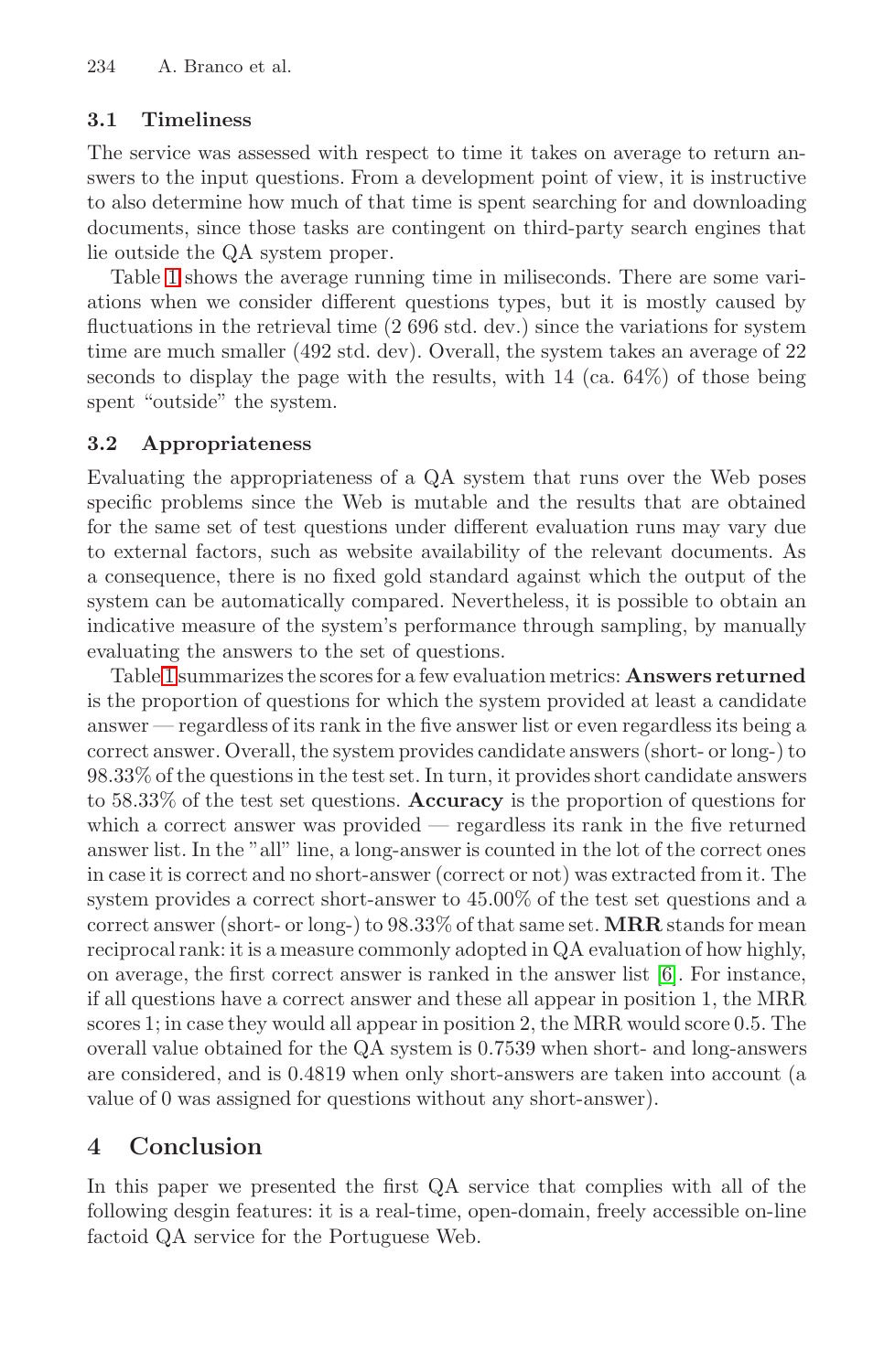### 3.1 Timeliness

The service was assessed with respect to time it takes on average to return answers to the input questions. From a development point of view, it is instructive to also determine how much of that time is spent searching for and downloading documents, since those tasks are contingent on third-party search engines that lie outside the QA system proper.

Table 1 shows the average running time in miliseconds. There are some variations when we consider different questions types, but it is mostly caused by fluctuations in the retrieval time (2 696 std. dev.) since the variations for system time are much smaller (492 std. dev). Overall, the system takes an average of 22 seconds to display the page with the results, with 14 (ca. 64%) of those being spent "outside" the system.

### 3.2 Appropriateness

Evaluating the appropriateness of a QA system that runs over the Web poses specific problems since the Web is mutable and the results that are obtained for the same set of test questions under different evaluation runs may vary due to external factors, such as website availability of the relevant documents. As a consequence, there is no fixed gold standard against which the output of the system can be automatically compared. Nevertheless, it is possible to obtain an indicative measure of the system's performance through sampling, by manually evaluating the answers to the set of questions.

Table 1 summarizes the scores for a few evaluation metrics: **Answers returned** is the proportion of questions for which the system provided at least a candidate answer — regardless of its rank in the five answer list or even regardless its being a correct answer. Overall, the system provides candidate answers (short- or long-) to 98.33% of the questions in the test set. In turn, it provides short candidate answers to 58.33% of the test set questions. **Accuracy** is the proportion of questions for which a correct answer was provided — regardless its rank in the five returned answer list. In the "all" line, a long-answer is counted in the lot of the correct ones in case it is correct and no short-answer (correct or not) was extracted from it. The system provides a correct short-answer to 45.00% of the test set questions and a correct answer (short- or long-) to 98.33% of that same set. **MRR** stands for mean reciprocal rank: it is a measure commonly adopted in QA evaluation of how highly, on average, the first correct answer is ranked in the answer list [6]. For instance, if all questions have a correct answer and these all appear in position 1, the MRR scores 1; in case they would all appear in position 2, the MRR would score 0.5. The overall value obtained for the QA system is 0.7539 when short- and long-answers are considered, and is 0.4819 when only short-answers are taken into account (a value of 0 was assigned for questions without any short-answer).

## 4 Conclusion

In this paper we presented the first QA service that complies with all of the following desgin features: it is a real-time, open-domain, freely accessible on-line factoid QA service for the Portuguese Web.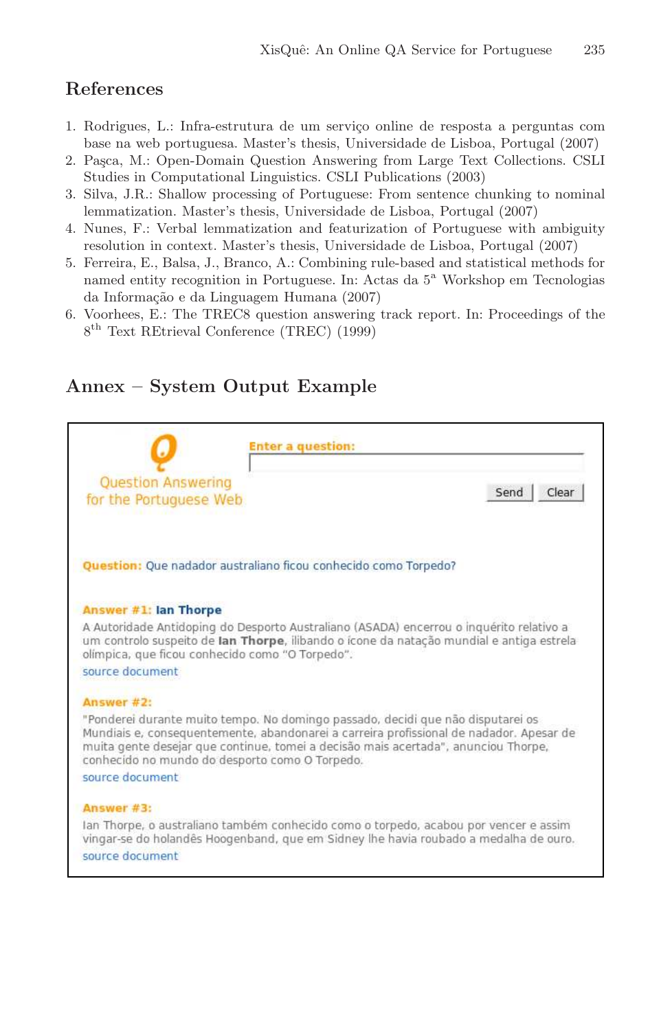## References

1. Rodrigues, L.: Infra-estrutura de um serviço online de resposta a perguntas com base na web portuguesa. Master's thesis, Universidade de Lisboa, Portugal (2007)
2. Paşca, M.: Open-Domain Question Answering from Large Text Collections. CSLI Studies in Computational Linguistics. CSLI Publications (2003)
3. Silva, J.R.: Shallow processing of Portuguese: From sentence chunking to nominal lemmatization. Master's thesis, Universidade de Lisboa, Portugal (2007)
4. Nunes, F.: Verbal lemmatization and featurization of Portuguese with ambiguity resolution in context. Master's thesis, Universidade de Lisboa, Portugal (2007)
5. Ferreira, E., Balsa, J., Branco, A.: Combining rule-based and statistical methods for named entity recognition in Portuguese. In: Actas da 5ª Workshop em Tecnologias da Informação e da Linguagem Humana (2007)
6. Voorhees, E.: The TREC8 question answering track report. In: Proceedings of the 8th Text REtrieval Conference (TREC) (1999)

## Annex – System Output Example

Q

Question Answering for the Portuguese Web

Enter a question:

Send Clear

**Question:** Que nadador australiano ficou conhecido como Torpedo?

**Answer #1: Ian Thorpe**

A Autoridade Antidoping do Desporto Australiano (ASADA) encerrou o inquérito relativo a um controlo suspeito de **Ian Thorpe**, ilibando o ícone da natação mundial e antiga estrela olímpica, que ficou conhecido como "O Torpedo".

source document

**Answer #2:**

"Ponderei durante muito tempo. No domingo passado, decidi que não disputarei os Mundiais e, consequentemente, abandonarei a carreira profissional de nadador. Apesar de muita gente desejar que continue, tomei a decisão mais acertada", anunciou Thorpe, conhecido no mundo do desporto como O Torpedo.

source document

**Answer #3:**

Ian Thorpe, o australiano também conhecido como o torpedo, acabou por vencer e assim vingar-se do holandês Hoogenband, que em Sidney lhe havia roubado a medalha de ouro.

source document